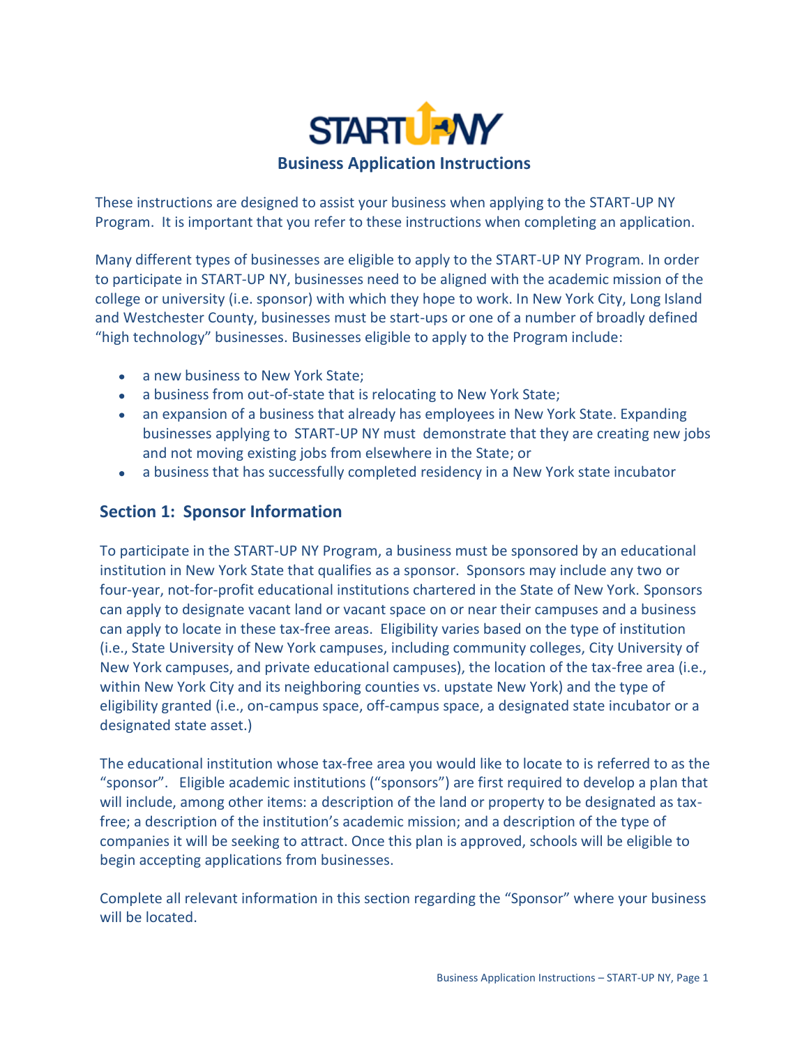# START-UP NY

## Business Application Instructions

These instructions are designed to assist your business when applying to the START-UP NY Program. It is important that you refer to these instructions when completing an application.

Many different types of businesses are eligible to apply to the START-UP NY Program. In order to participate in START-UP NY, businesses need to be aligned with the academic mission of the college or university (i.e. sponsor) with which they hope to work. In New York City, Long Island and Westchester County, businesses must be start-ups or one of a number of broadly defined "high technology" businesses. Businesses eligible to apply to the Program include:

- a new business to New York State;
- a business from out-of-state that is relocating to New York State;
- an expansion of a business that already has employees in New York State. Expanding businesses applying to START-UP NY must demonstrate that they are creating new jobs and not moving existing jobs from elsewhere in the State; or
- a business that has successfully completed residency in a New York state incubator

## Section 1: Sponsor Information

To participate in the START-UP NY Program, a business must be sponsored by an educational institution in New York State that qualifies as a sponsor. Sponsors may include any two or four-year, not-for-profit educational institutions chartered in the State of New York. Sponsors can apply to designate vacant land or vacant space on or near their campuses and a business can apply to locate in these tax-free areas. Eligibility varies based on the type of institution (i.e., State University of New York campuses, including community colleges, City University of New York campuses, and private educational campuses), the location of the tax-free area (i.e., within New York City and its neighboring counties vs. upstate New York) and the type of eligibility granted (i.e., on-campus space, off-campus space, a designated state incubator or a designated state asset.)

The educational institution whose tax-free area you would like to locate to is referred to as the "sponsor". Eligible academic institutions ("sponsors") are first required to develop a plan that will include, among other items: a description of the land or property to be designated as tax-free; a description of the institution's academic mission; and a description of the type of companies it will be seeking to attract. Once this plan is approved, schools will be eligible to begin accepting applications from businesses.

Complete all relevant information in this section regarding the "Sponsor" where your business will be located.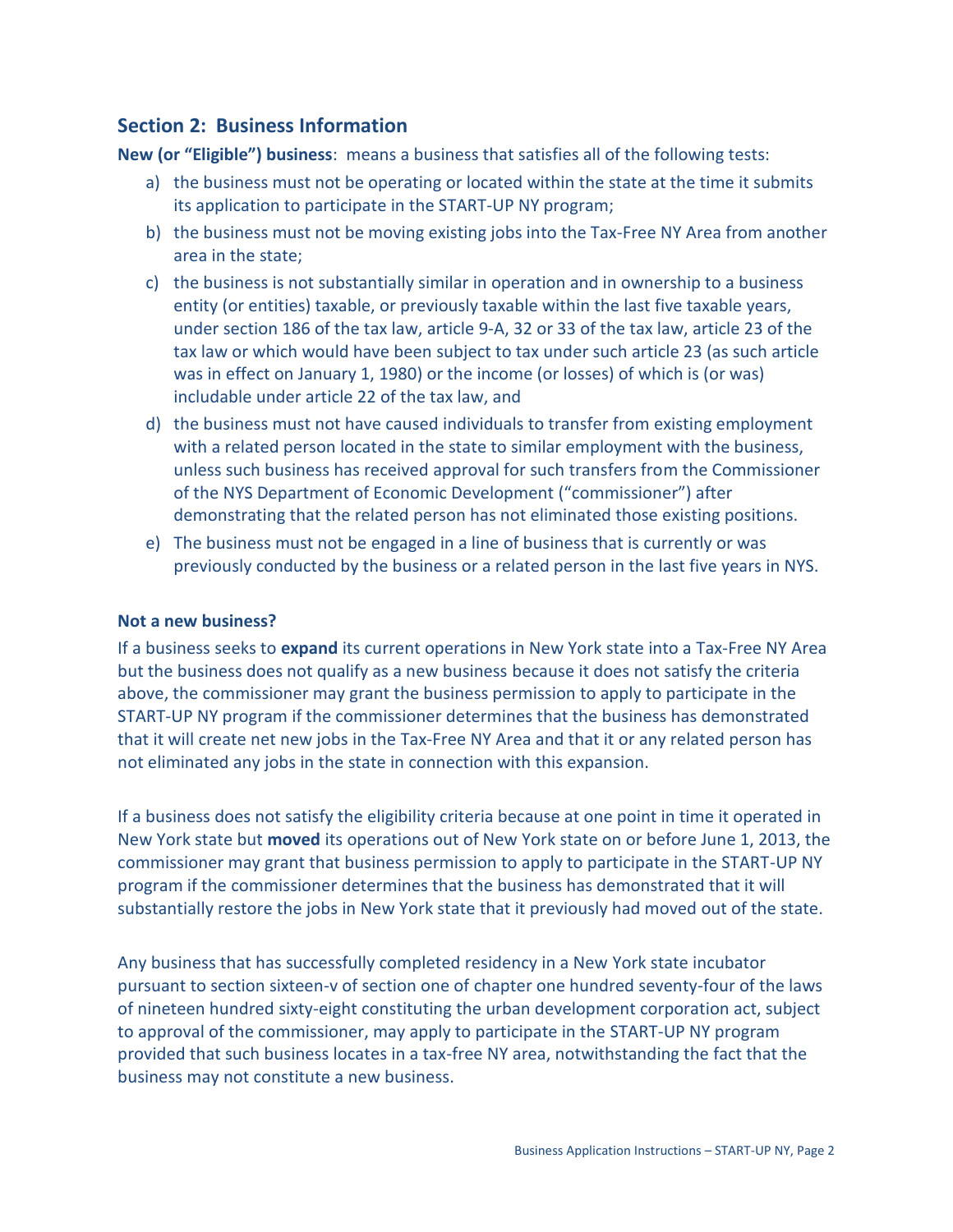## Section 2: Business Information

**New (or "Eligible") business**: means a business that satisfies all of the following tests:

a) the business must not be operating or located within the state at the time it submits its application to participate in the START-UP NY program;

b) the business must not be moving existing jobs into the Tax-Free NY Area from another area in the state;

c) the business is not substantially similar in operation and in ownership to a business entity (or entities) taxable, or previously taxable within the last five taxable years, under section 186 of the tax law, article 9-A, 32 or 33 of the tax law, article 23 of the tax law or which would have been subject to tax under such article 23 (as such article was in effect on January 1, 1980) or the income (or losses) of which is (or was) includable under article 22 of the tax law, and

d) the business must not have caused individuals to transfer from existing employment with a related person located in the state to similar employment with the business, unless such business has received approval for such transfers from the Commissioner of the NYS Department of Economic Development ("commissioner") after demonstrating that the related person has not eliminated those existing positions.

e) The business must not be engaged in a line of business that is currently or was previously conducted by the business or a related person in the last five years in NYS.

**Not a new business?**

If a business seeks to **expand** its current operations in New York state into a Tax-Free NY Area but the business does not qualify as a new business because it does not satisfy the criteria above, the commissioner may grant the business permission to apply to participate in the START-UP NY program if the commissioner determines that the business has demonstrated that it will create net new jobs in the Tax-Free NY Area and that it or any related person has not eliminated any jobs in the state in connection with this expansion.

If a business does not satisfy the eligibility criteria because at one point in time it operated in New York state but **moved** its operations out of New York state on or before June 1, 2013, the commissioner may grant that business permission to apply to participate in the START-UP NY program if the commissioner determines that the business has demonstrated that it will substantially restore the jobs in New York state that it previously had moved out of the state.

Any business that has successfully completed residency in a New York state incubator pursuant to section sixteen-v of section one of chapter one hundred seventy-four of the laws of nineteen hundred sixty-eight constituting the urban development corporation act, subject to approval of the commissioner, may apply to participate in the START-UP NY program provided that such business locates in a tax-free NY area, notwithstanding the fact that the business may not constitute a new business.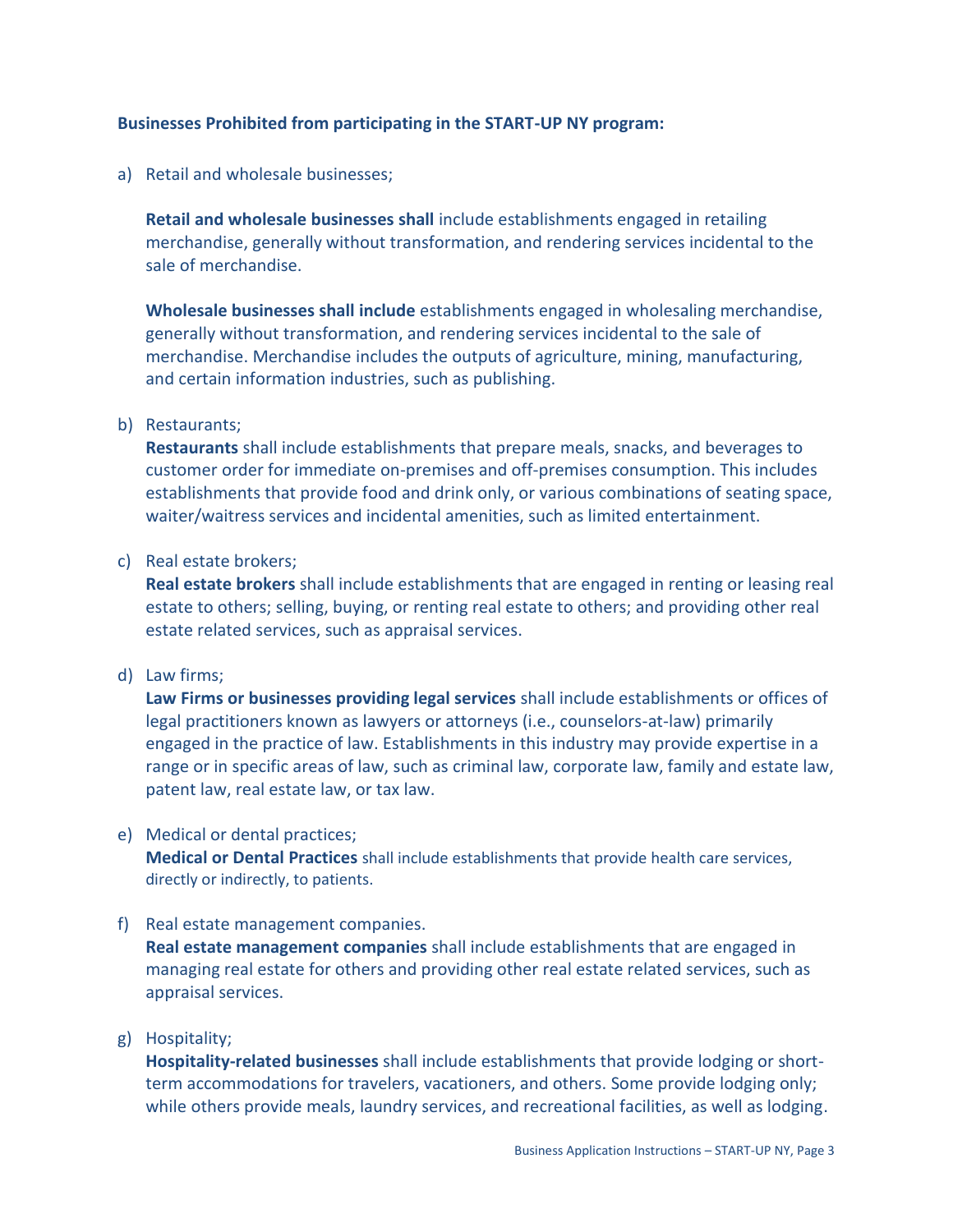**Businesses Prohibited from participating in the START-UP NY program:**

a) Retail and wholesale businesses;

   **Retail and wholesale businesses shall** include establishments engaged in retailing merchandise, generally without transformation, and rendering services incidental to the sale of merchandise.

   **Wholesale businesses shall include** establishments engaged in wholesaling merchandise, generally without transformation, and rendering services incidental to the sale of merchandise. Merchandise includes the outputs of agriculture, mining, manufacturing, and certain information industries, such as publishing.

b) Restaurants;
   **Restaurants** shall include establishments that prepare meals, snacks, and beverages to customer order for immediate on-premises and off-premises consumption. This includes establishments that provide food and drink only, or various combinations of seating space, waiter/waitress services and incidental amenities, such as limited entertainment.

c) Real estate brokers;
   **Real estate brokers** shall include establishments that are engaged in renting or leasing real estate to others; selling, buying, or renting real estate to others; and providing other real estate related services, such as appraisal services.

d) Law firms;
   **Law Firms or businesses providing legal services** shall include establishments or offices of legal practitioners known as lawyers or attorneys (i.e., counselors-at-law) primarily engaged in the practice of law. Establishments in this industry may provide expertise in a range or in specific areas of law, such as criminal law, corporate law, family and estate law, patent law, real estate law, or tax law.

e) Medical or dental practices;
   **Medical or Dental Practices** shall include establishments that provide health care services, directly or indirectly, to patients.

f) Real estate management companies.
   **Real estate management companies** shall include establishments that are engaged in managing real estate for others and providing other real estate related services, such as appraisal services.

g) Hospitality;
   **Hospitality-related businesses** shall include establishments that provide lodging or short-term accommodations for travelers, vacationers, and others. Some provide lodging only; while others provide meals, laundry services, and recreational facilities, as well as lodging.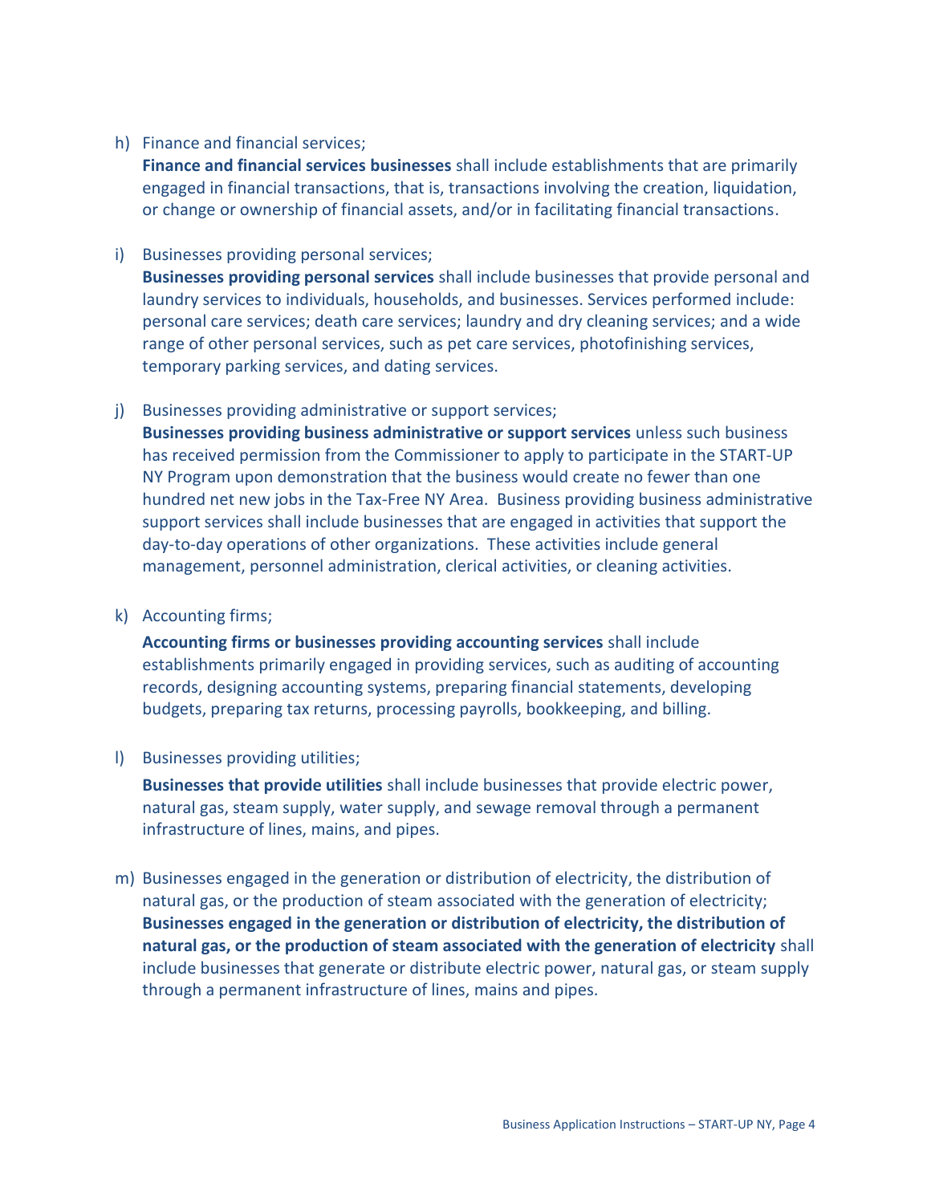h) Finance and financial services;

   **Finance and financial services businesses** shall include establishments that are primarily engaged in financial transactions, that is, transactions involving the creation, liquidation, or change or ownership of financial assets, and/or in facilitating financial transactions.

i) Businesses providing personal services;

   **Businesses providing personal services** shall include businesses that provide personal and laundry services to individuals, households, and businesses. Services performed include: personal care services; death care services; laundry and dry cleaning services; and a wide range of other personal services, such as pet care services, photofinishing services, temporary parking services, and dating services.

j) Businesses providing administrative or support services;

   **Businesses providing business administrative or support services** unless such business has received permission from the Commissioner to apply to participate in the START-UP NY Program upon demonstration that the business would create no fewer than one hundred net new jobs in the Tax-Free NY Area. Businesses providing business administrative support services shall include businesses that are engaged in activities that support the day-to-day operations of other organizations. These activities include general management, personnel administration, clerical activities, or cleaning activities.

k) Accounting firms;

   **Accounting firms or businesses providing accounting services** shall include establishments primarily engaged in providing services, such as auditing of accounting records, designing accounting systems, preparing financial statements, developing budgets, preparing tax returns, processing payrolls, bookkeeping, and billing.

l) Businesses providing utilities;

   **Businesses that provide utilities** shall include businesses that provide electric power, natural gas, steam supply, water supply, and sewage removal through a permanent infrastructure of lines, mains, and pipes.

m) Businesses engaged in the generation or distribution of electricity, the distribution of natural gas, or the production of steam associated with the generation of electricity;

   **Businesses engaged in the generation or distribution of electricity, the distribution of natural gas, or the production of steam associated with the generation of electricity** shall include businesses that generate or distribute electric power, natural gas, or steam supply through a permanent infrastructure of lines, mains and pipes.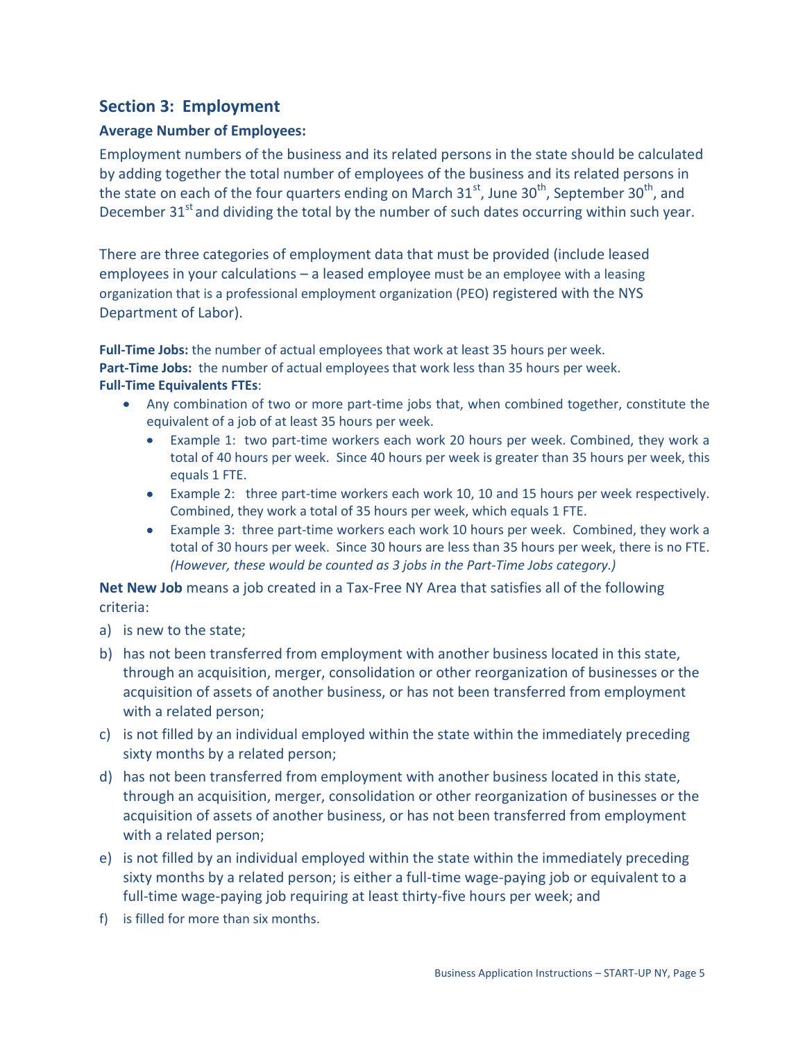## Section 3: Employment

### Average Number of Employees:

Employment numbers of the business and its related persons in the state should be calculated by adding together the total number of employees of the business and its related persons in the state on each of the four quarters ending on March 31st, June 30th, September 30th, and December 31st and dividing the total by the number of such dates occurring within such year.

There are three categories of employment data that must be provided (include leased employees in your calculations – a leased employee must be an employee with a leasing organization that is a professional employment organization (PEO) registered with the NYS Department of Labor).

**Full-Time Jobs:** the number of actual employees that work at least 35 hours per week.
**Part-Time Jobs:** the number of actual employees that work less than 35 hours per week.
**Full-Time Equivalents FTEs**:

- Any combination of two or more part-time jobs that, when combined together, constitute the equivalent of a job of at least 35 hours per week.
  - Example 1: two part-time workers each work 20 hours per week. Combined, they work a total of 40 hours per week. Since 40 hours per week is greater than 35 hours per week, this equals 1 FTE.
  - Example 2: three part-time workers each work 10, 10 and 15 hours per week respectively. Combined, they work a total of 35 hours per week, which equals 1 FTE.
  - Example 3: three part-time workers each work 10 hours per week. Combined, they work a total of 30 hours per week. Since 30 hours are less than 35 hours per week, there is no FTE. *(However, these would be counted as 3 jobs in the Part-Time Jobs category.)*

**Net New Job** means a job created in a Tax-Free NY Area that satisfies all of the following criteria:

a) is new to the state;
b) has not been transferred from employment with another business located in this state, through an acquisition, merger, consolidation or other reorganization of businesses or the acquisition of assets of another business, or has not been transferred from employment with a related person;
c) is not filled by an individual employed within the state within the immediately preceding sixty months by a related person;
d) has not been transferred from employment with another business located in this state, through an acquisition, merger, consolidation or other reorganization of businesses or the acquisition of assets of another business, or has not been transferred from employment with a related person;
e) is not filled by an individual employed within the state within the immediately preceding sixty months by a related person; is either a full-time wage-paying job or equivalent to a full-time wage-paying job requiring at least thirty-five hours per week; and
f) is filled for more than six months.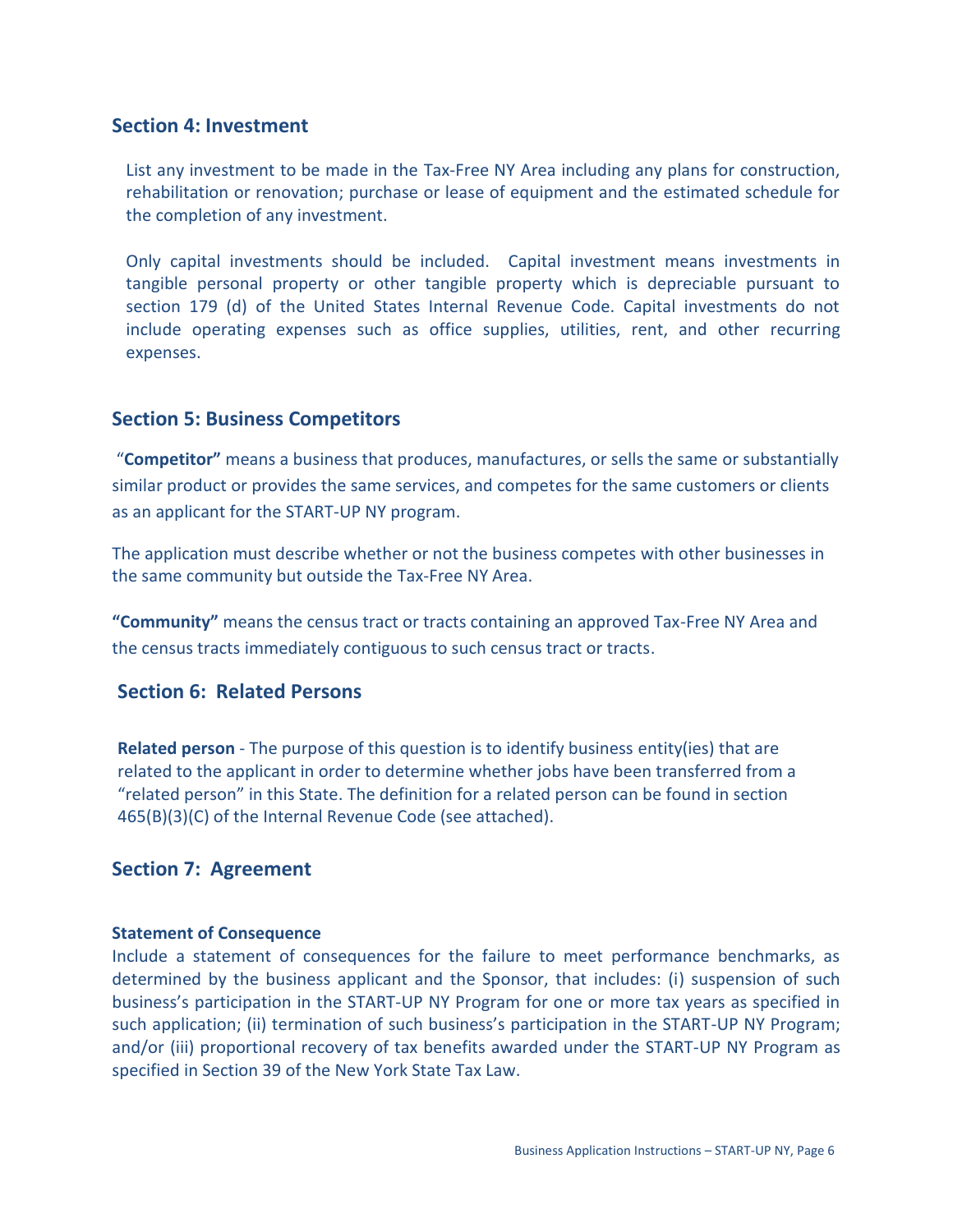## Section 4: Investment

List any investment to be made in the Tax-Free NY Area including any plans for construction, rehabilitation or renovation; purchase or lease of equipment and the estimated schedule for the completion of any investment.

Only capital investments should be included. Capital investment means investments in tangible personal property or other tangible property which is depreciable pursuant to section 179 (d) of the United States Internal Revenue Code. Capital investments do not include operating expenses such as office supplies, utilities, rent, and other recurring expenses.

## Section 5: Business Competitors

"**Competitor"** means a business that produces, manufactures, or sells the same or substantially similar product or provides the same services, and competes for the same customers or clients as an applicant for the START-UP NY program.

The application must describe whether or not the business competes with other businesses in the same community but outside the Tax-Free NY Area.

**"Community"** means the census tract or tracts containing an approved Tax-Free NY Area and the census tracts immediately contiguous to such census tract or tracts.

## Section 6: Related Persons

**Related person** - The purpose of this question is to identify business entity(ies) that are related to the applicant in order to determine whether jobs have been transferred from a "related person" in this State. The definition for a related person can be found in section 465(B)(3)(C) of the Internal Revenue Code (see attached).

## Section 7: Agreement

**Statement of Consequence**

Include a statement of consequences for the failure to meet performance benchmarks, as determined by the business applicant and the Sponsor, that includes: (i) suspension of such business's participation in the START-UP NY Program for one or more tax years as specified in such application; (ii) termination of such business's participation in the START-UP NY Program; and/or (iii) proportional recovery of tax benefits awarded under the START-UP NY Program as specified in Section 39 of the New York State Tax Law.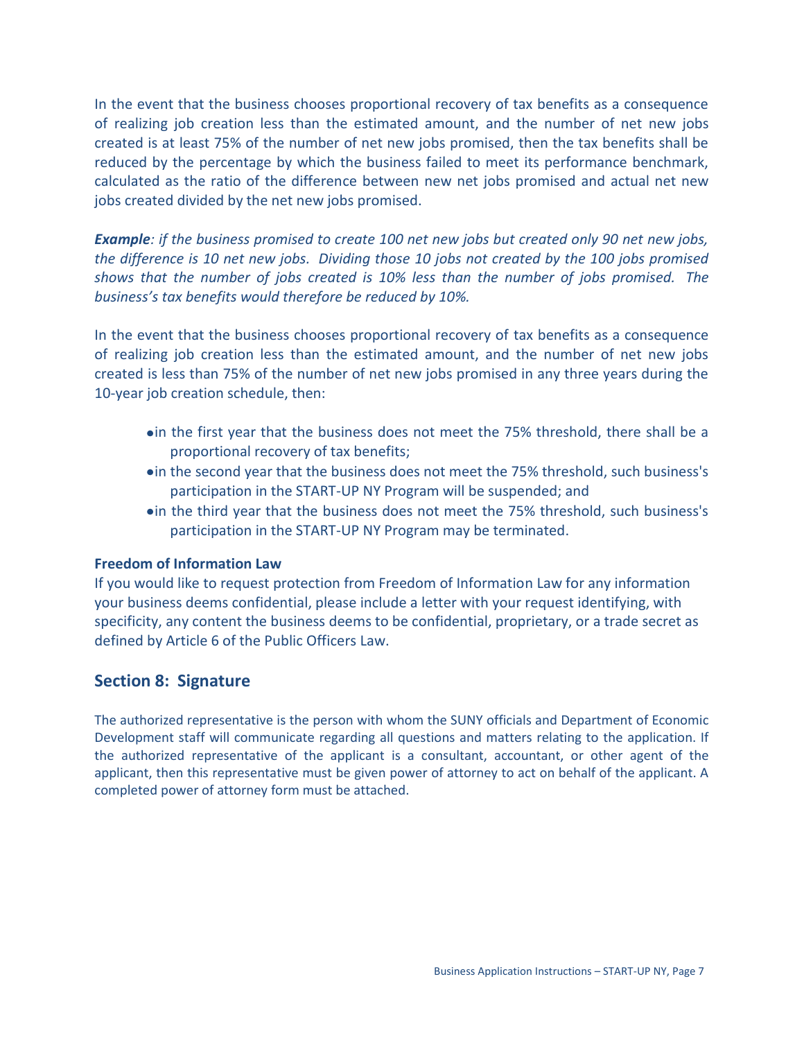In the event that the business chooses proportional recovery of tax benefits as a consequence of realizing job creation less than the estimated amount, and the number of net new jobs created is at least 75% of the number of net new jobs promised, then the tax benefits shall be reduced by the percentage by which the business failed to meet its performance benchmark, calculated as the ratio of the difference between new net jobs promised and actual net new jobs created divided by the net new jobs promised.

***Example****: if the business promised to create 100 net new jobs but created only 90 net new jobs, the difference is 10 net new jobs. Dividing those 10 jobs not created by the 100 jobs promised shows that the number of jobs created is 10% less than the number of jobs promised. The business's tax benefits would therefore be reduced by 10%.*

In the event that the business chooses proportional recovery of tax benefits as a consequence of realizing job creation less than the estimated amount, and the number of net new jobs created is less than 75% of the number of net new jobs promised in any three years during the 10-year job creation schedule, then:

- in the first year that the business does not meet the 75% threshold, there shall be a proportional recovery of tax benefits;
- in the second year that the business does not meet the 75% threshold, such business's participation in the START-UP NY Program will be suspended; and
- in the third year that the business does not meet the 75% threshold, such business's participation in the START-UP NY Program may be terminated.

**Freedom of Information Law**

If you would like to request protection from Freedom of Information Law for any information your business deems confidential, please include a letter with your request identifying, with specificity, any content the business deems to be confidential, proprietary, or a trade secret as defined by Article 6 of the Public Officers Law.

## Section 8: Signature

The authorized representative is the person with whom the SUNY officials and Department of Economic Development staff will communicate regarding all questions and matters relating to the application. If the authorized representative of the applicant is a consultant, accountant, or other agent of the applicant, then this representative must be given power of attorney to act on behalf of the applicant. A completed power of attorney form must be attached.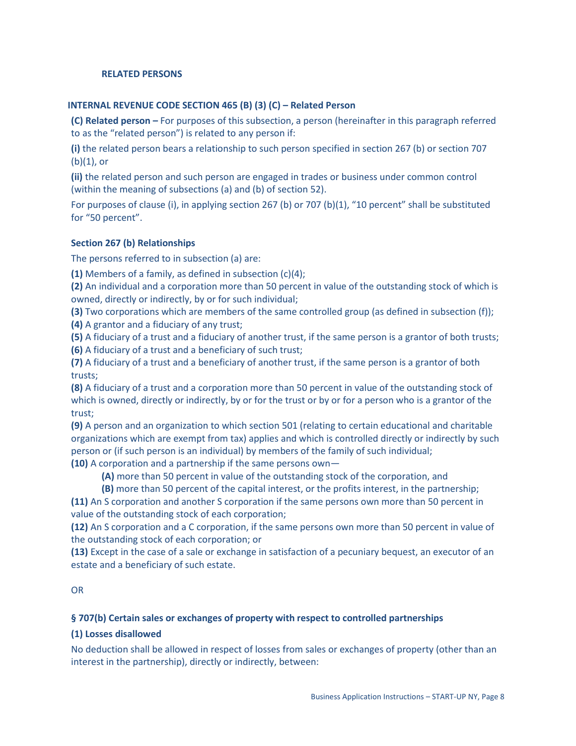## RELATED PERSONS

### INTERNAL REVENUE CODE SECTION 465 (B) (3) (C) – Related Person

**(C) Related person –** For purposes of this subsection, a person (hereinafter in this paragraph referred to as the "related person") is related to any person if:

**(i)** the related person bears a relationship to such person specified in section 267 (b) or section 707 (b)(1), or

**(ii)** the related person and such person are engaged in trades or business under common control (within the meaning of subsections (a) and (b) of section 52).

For purposes of clause (i), in applying section 267 (b) or 707 (b)(1), "10 percent" shall be substituted for "50 percent".

### Section 267 (b) Relationships

The persons referred to in subsection (a) are:

**(1)** Members of a family, as defined in subsection (c)(4);
**(2)** An individual and a corporation more than 50 percent in value of the outstanding stock of which is owned, directly or indirectly, by or for such individual;
**(3)** Two corporations which are members of the same controlled group (as defined in subsection (f));
**(4)** A grantor and a fiduciary of any trust;
**(5)** A fiduciary of a trust and a fiduciary of another trust, if the same person is a grantor of both trusts;
**(6)** A fiduciary of a trust and a beneficiary of such trust;
**(7)** A fiduciary of a trust and a beneficiary of another trust, if the same person is a grantor of both trusts;
**(8)** A fiduciary of a trust and a corporation more than 50 percent in value of the outstanding stock of which is owned, directly or indirectly, by or for the trust or by or for a person who is a grantor of the trust;
**(9)** A person and an organization to which section 501 (relating to certain educational and charitable organizations which are exempt from tax) applies and which is controlled directly or indirectly by such person or (if such person is an individual) by members of the family of such individual;
**(10)** A corporation and a partnership if the same persons own—

> **(A)** more than 50 percent in value of the outstanding stock of the corporation, and
> **(B)** more than 50 percent of the capital interest, or the profits interest, in the partnership;

**(11)** An S corporation and another S corporation if the same persons own more than 50 percent in value of the outstanding stock of each corporation;
**(12)** An S corporation and a C corporation, if the same persons own more than 50 percent in value of the outstanding stock of each corporation; or
**(13)** Except in the case of a sale or exchange in satisfaction of a pecuniary bequest, an executor of an estate and a beneficiary of such estate.

OR

### § 707(b) Certain sales or exchanges of property with respect to controlled partnerships

**(1) Losses disallowed**

No deduction shall be allowed in respect of losses from sales or exchanges of property (other than an interest in the partnership), directly or indirectly, between: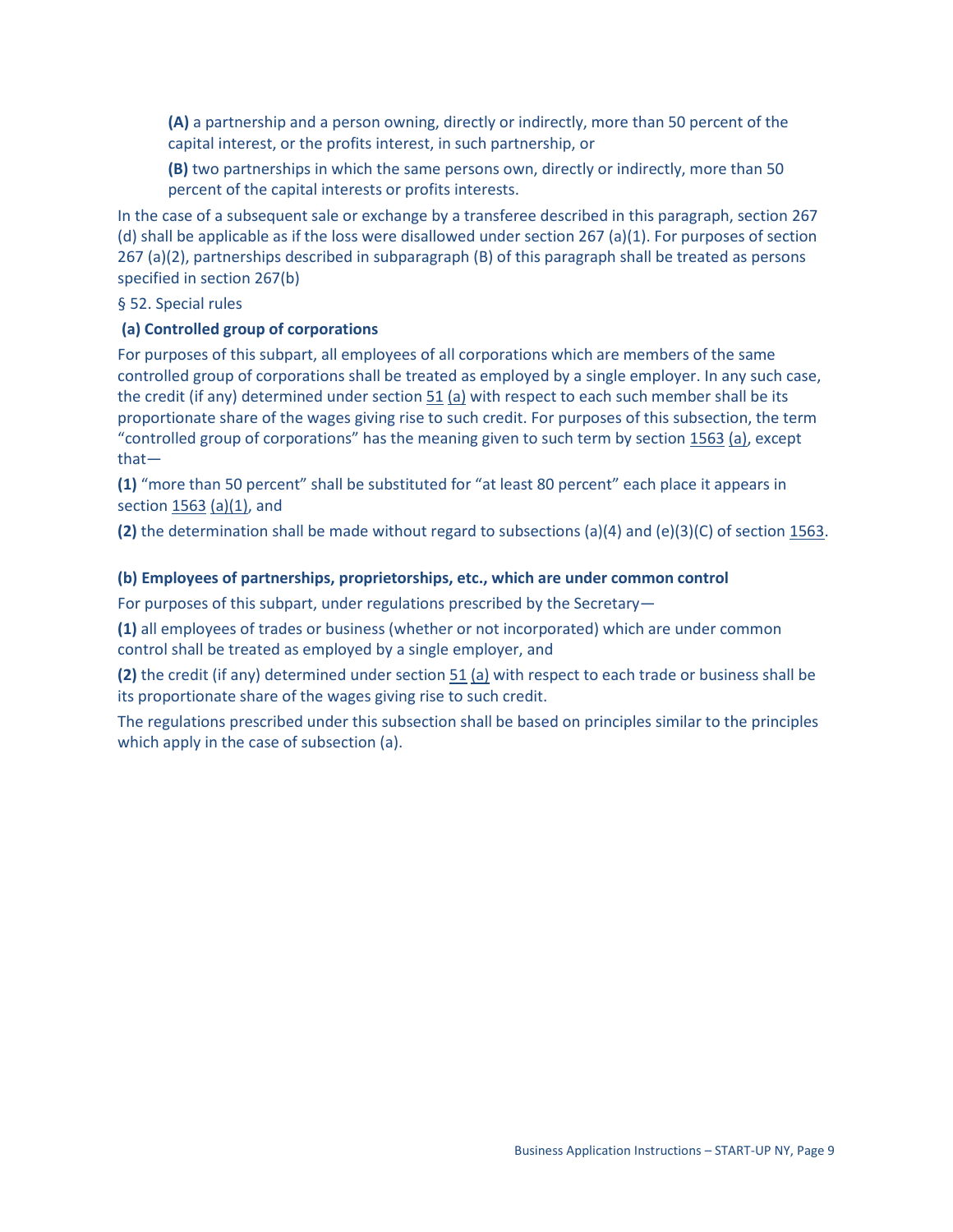**(A)** a partnership and a person owning, directly or indirectly, more than 50 percent of the capital interest, or the profits interest, in such partnership, or

**(B)** two partnerships in which the same persons own, directly or indirectly, more than 50 percent of the capital interests or profits interests.

In the case of a subsequent sale or exchange by a transferee described in this paragraph, section 267 (d) shall be applicable as if the loss were disallowed under section 267 (a)(1). For purposes of section 267 (a)(2), partnerships described in subparagraph (B) of this paragraph shall be treated as persons specified in section 267(b)

§ 52. Special rules

**(a) Controlled group of corporations**

For purposes of this subpart, all employees of all corporations which are members of the same controlled group of corporations shall be treated as employed by a single employer. In any such case, the credit (if any) determined under section 51 (a) with respect to each such member shall be its proportionate share of the wages giving rise to such credit. For purposes of this subsection, the term "controlled group of corporations" has the meaning given to such term by section 1563 (a), except that—

**(1)** "more than 50 percent" shall be substituted for "at least 80 percent" each place it appears in section 1563 (a)(1), and

**(2)** the determination shall be made without regard to subsections (a)(4) and (e)(3)(C) of section 1563.

**(b) Employees of partnerships, proprietorships, etc., which are under common control**

For purposes of this subpart, under regulations prescribed by the Secretary—

**(1)** all employees of trades or business (whether or not incorporated) which are under common control shall be treated as employed by a single employer, and

**(2)** the credit (if any) determined under section 51 (a) with respect to each trade or business shall be its proportionate share of the wages giving rise to such credit.

The regulations prescribed under this subsection shall be based on principles similar to the principles which apply in the case of subsection (a).